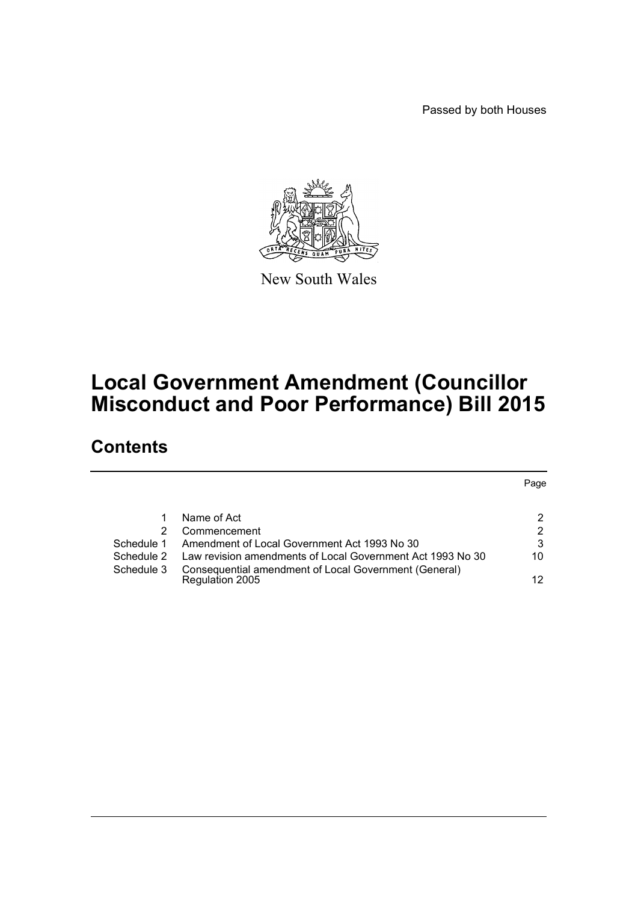Passed by both Houses

New South Wales

# Local Government Amendment (Councillor Misconduct and Poor Performance) Bill 2015

## Contents

| | | Page |
|---|---|---|
| 1 | Name of Act | 2 |
| 2 | Commencement | 2 |
| Schedule 1 | Amendment of Local Government Act 1993 No 30 | 3 |
| Schedule 2 | Law revision amendments of Local Government Act 1993 No 30 | 10 |
| Schedule 3 | Consequential amendment of Local Government (General) Regulation 2005 | 12 |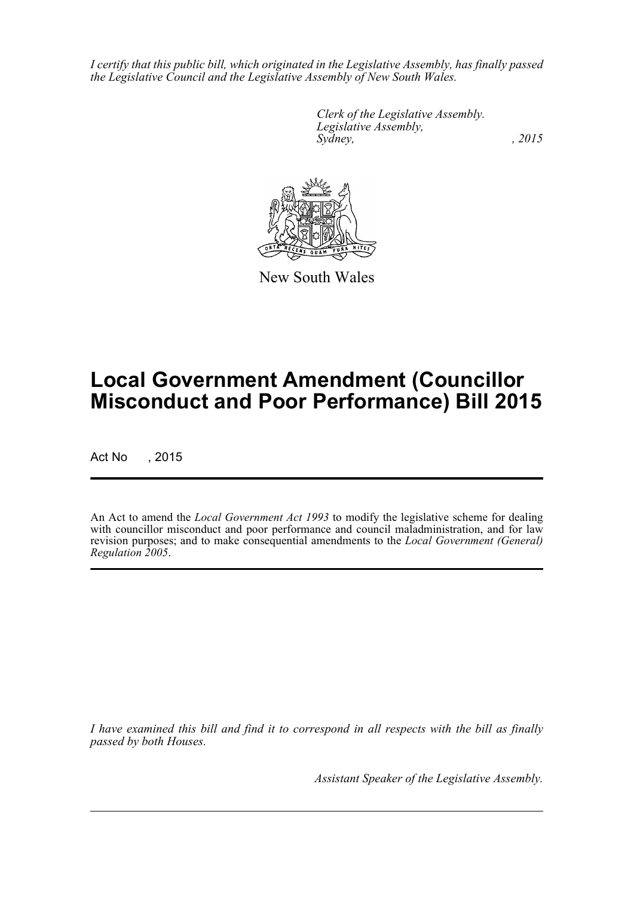*I certify that this public bill, which originated in the Legislative Assembly, has finally passed the Legislative Council and the Legislative Assembly of New South Wales.*

*Clerk of the Legislative Assembly.*
*Legislative Assembly,*
*Sydney, , 2015*

New South Wales

# Local Government Amendment (Councillor Misconduct and Poor Performance) Bill 2015

Act No , 2015

An Act to amend the *Local Government Act 1993* to modify the legislative scheme for dealing with councillor misconduct and poor performance and council maladministration, and for law revision purposes; and to make consequential amendments to the *Local Government (General) Regulation 2005*.

*I have examined this bill and find it to correspond in all respects with the bill as finally passed by both Houses.*

*Assistant Speaker of the Legislative Assembly.*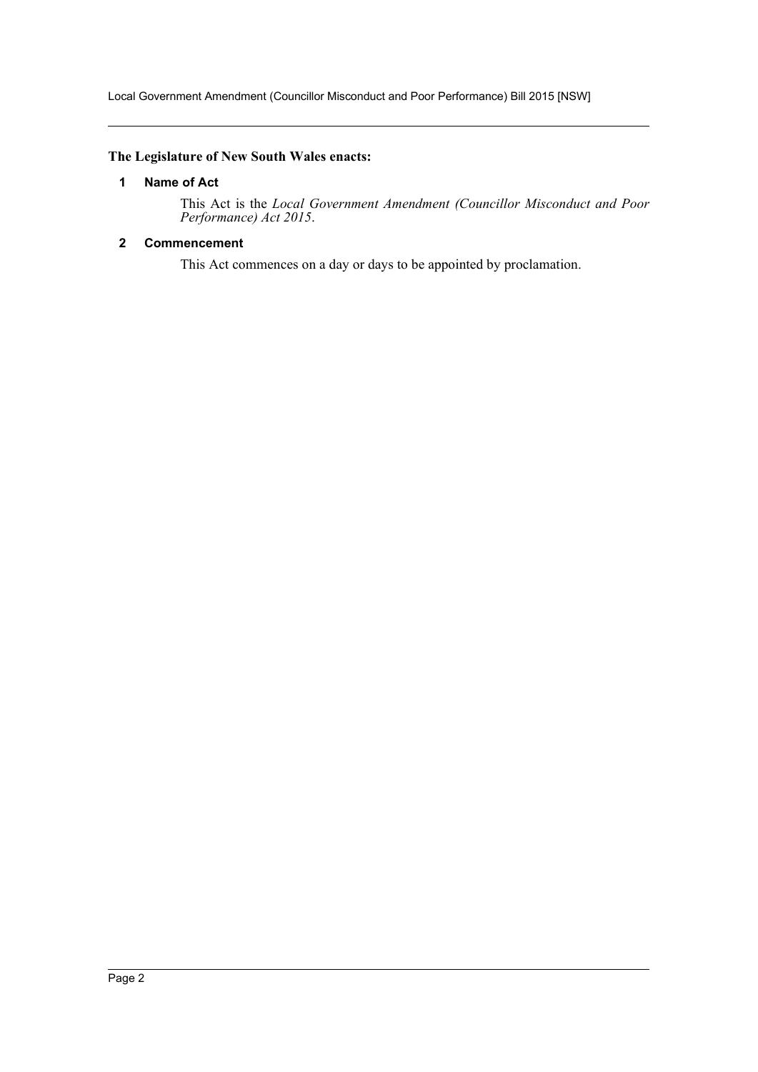**The Legislature of New South Wales enacts:**

### 1 Name of Act

This Act is the *Local Government Amendment (Councillor Misconduct and Poor Performance) Act 2015*.

### 2 Commencement

This Act commences on a day or days to be appointed by proclamation.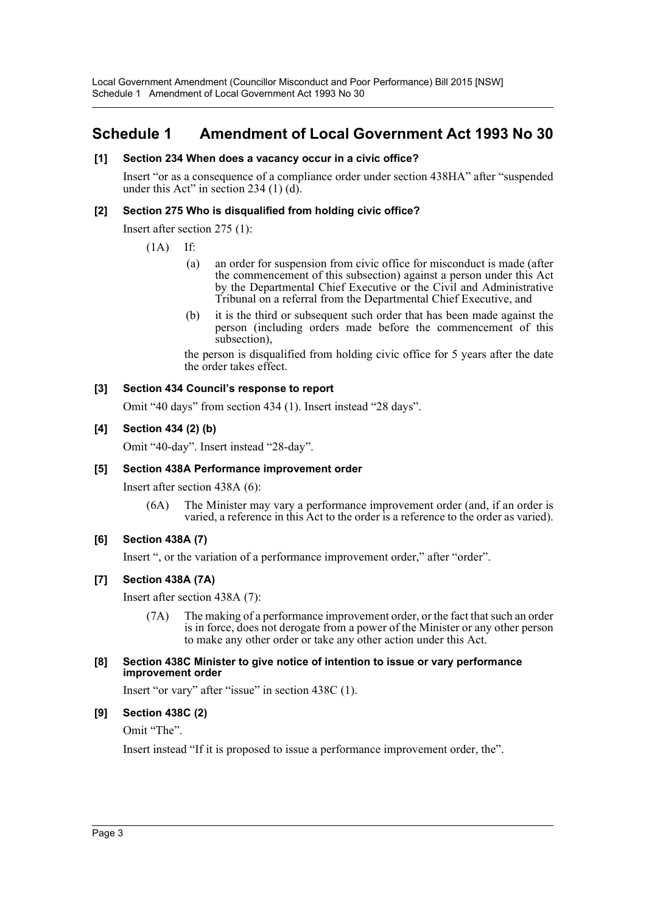# Schedule 1 Amendment of Local Government Act 1993 No 30

**[1] Section 234 When does a vacancy occur in a civic office?**

Insert "or as a consequence of a compliance order under section 438HA" after "suspended under this Act" in section 234 (1) (d).

**[2] Section 275 Who is disqualified from holding civic office?**

Insert after section 275 (1):

(1A) If:

(a) an order for suspension from civic office for misconduct is made (after the commencement of this subsection) against a person under this Act by the Departmental Chief Executive or the Civil and Administrative Tribunal on a referral from the Departmental Chief Executive, and

(b) it is the third or subsequent such order that has been made against the person (including orders made before the commencement of this subsection),

the person is disqualified from holding civic office for 5 years after the date the order takes effect.

**[3] Section 434 Council's response to report**

Omit "40 days" from section 434 (1). Insert instead "28 days".

**[4] Section 434 (2) (b)**

Omit "40-day". Insert instead "28-day".

**[5] Section 438A Performance improvement order**

Insert after section 438A (6):

(6A) The Minister may vary a performance improvement order (and, if an order is varied, a reference in this Act to the order is a reference to the order as varied).

**[6] Section 438A (7)**

Insert ", or the variation of a performance improvement order," after "order".

**[7] Section 438A (7A)**

Insert after section 438A (7):

(7A) The making of a performance improvement order, or the fact that such an order is in force, does not derogate from a power of the Minister or any other person to make any other order or take any other action under this Act.

**[8] Section 438C Minister to give notice of intention to issue or vary performance improvement order**

Insert "or vary" after "issue" in section 438C (1).

**[9] Section 438C (2)**

Omit "The".

Insert instead "If it is proposed to issue a performance improvement order, the".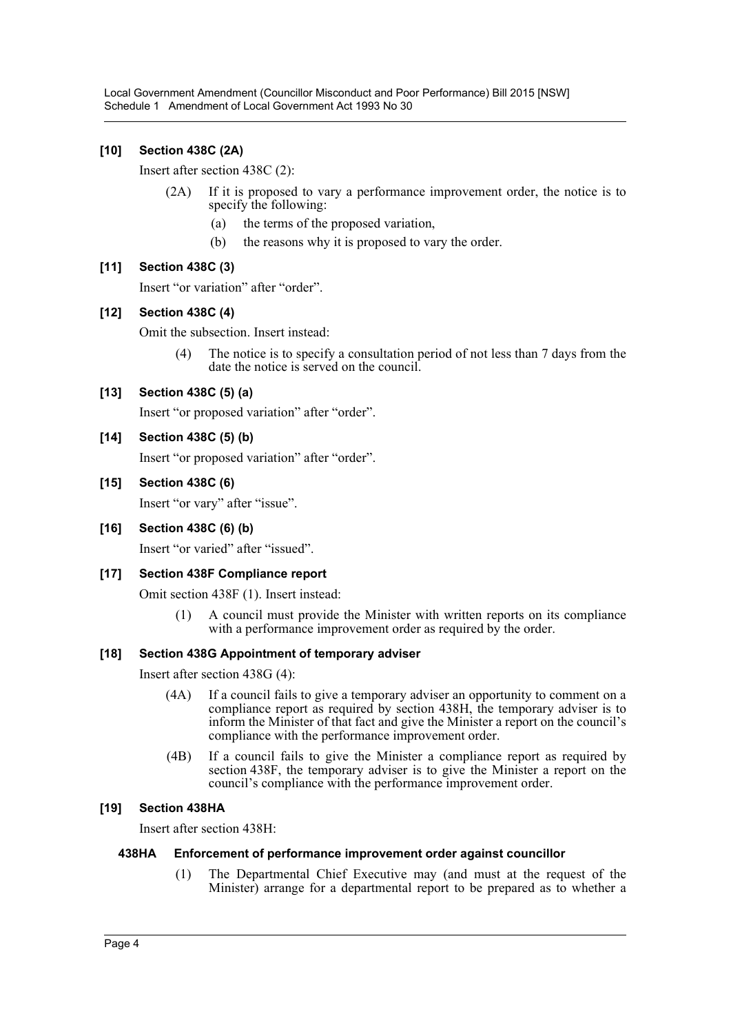**[10] Section 438C (2A)**

Insert after section 438C (2):

(2A) If it is proposed to vary a performance improvement order, the notice is to specify the following:

(a) the terms of the proposed variation,

(b) the reasons why it is proposed to vary the order.

**[11] Section 438C (3)**

Insert "or variation" after "order".

**[12] Section 438C (4)**

Omit the subsection. Insert instead:

(4) The notice is to specify a consultation period of not less than 7 days from the date the notice is served on the council.

**[13] Section 438C (5) (a)**

Insert "or proposed variation" after "order".

**[14] Section 438C (5) (b)**

Insert "or proposed variation" after "order".

**[15] Section 438C (6)**

Insert "or vary" after "issue".

**[16] Section 438C (6) (b)**

Insert "or varied" after "issued".

**[17] Section 438F Compliance report**

Omit section 438F (1). Insert instead:

(1) A council must provide the Minister with written reports on its compliance with a performance improvement order as required by the order.

**[18] Section 438G Appointment of temporary adviser**

Insert after section 438G (4):

(4A) If a council fails to give a temporary adviser an opportunity to comment on a compliance report as required by section 438H, the temporary adviser is to inform the Minister of that fact and give the Minister a report on the council's compliance with the performance improvement order.

(4B) If a council fails to give the Minister a compliance report as required by section 438F, the temporary adviser is to give the Minister a report on the council's compliance with the performance improvement order.

**[19] Section 438HA**

Insert after section 438H:

**438HA Enforcement of performance improvement order against councillor**

(1) The Departmental Chief Executive may (and must at the request of the Minister) arrange for a departmental report to be prepared as to whether a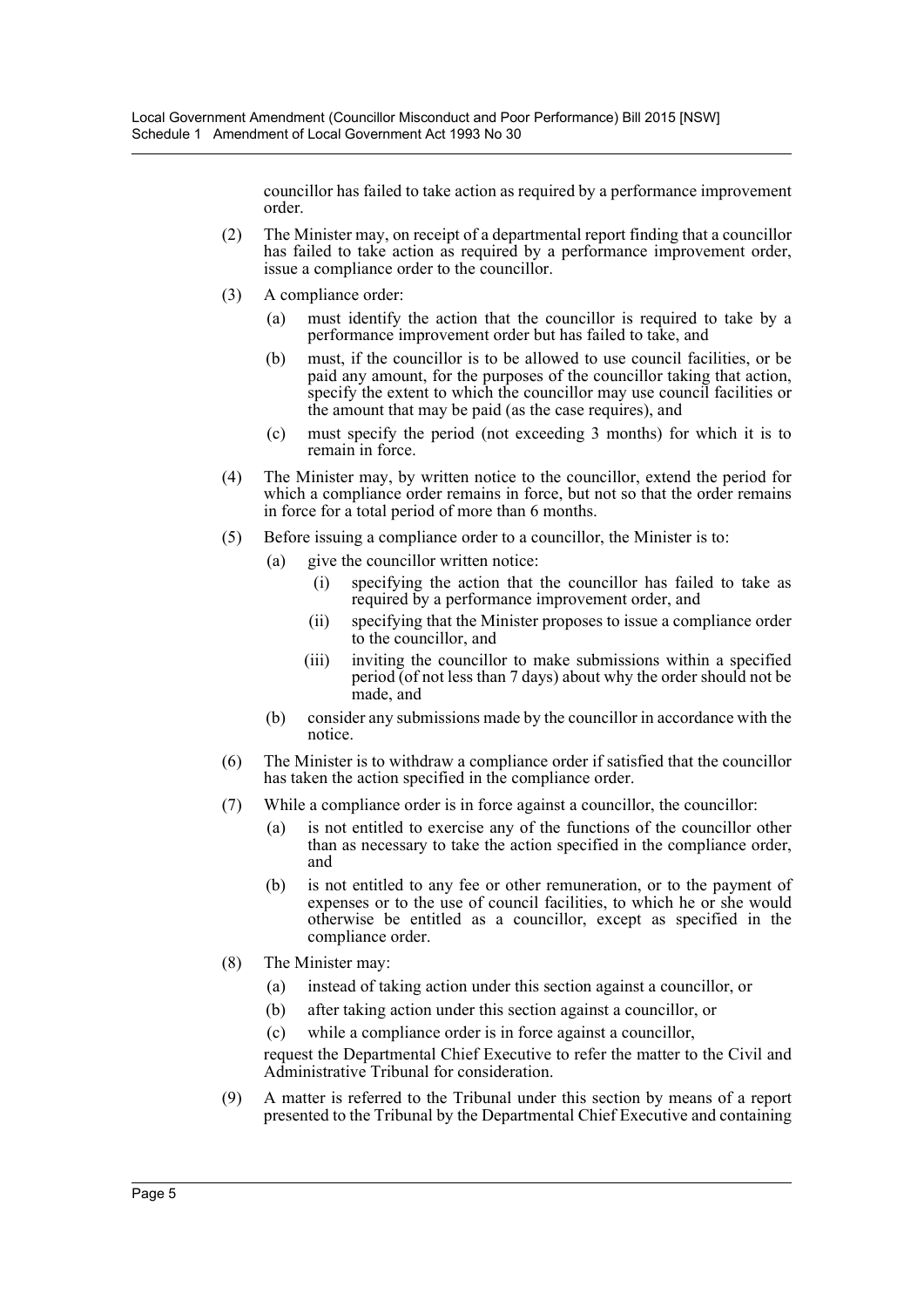councillor has failed to take action as required by a performance improvement order.

(2) The Minister may, on receipt of a departmental report finding that a councillor has failed to take action as required by a performance improvement order, issue a compliance order to the councillor.

(3) A compliance order:

   (a) must identify the action that the councillor is required to take by a performance improvement order but has failed to take, and

   (b) must, if the councillor is to be allowed to use council facilities, or be paid any amount, for the purposes of the councillor taking that action, specify the extent to which the councillor may use council facilities or the amount that may be paid (as the case requires), and

   (c) must specify the period (not exceeding 3 months) for which it is to remain in force.

(4) The Minister may, by written notice to the councillor, extend the period for which a compliance order remains in force, but not so that the order remains in force for a total period of more than 6 months.

(5) Before issuing a compliance order to a councillor, the Minister is to:

   (a) give the councillor written notice:

      (i) specifying the action that the councillor has failed to take as required by a performance improvement order, and

      (ii) specifying that the Minister proposes to issue a compliance order to the councillor, and

      (iii) inviting the councillor to make submissions within a specified period (of not less than 7 days) about why the order should not be made, and

   (b) consider any submissions made by the councillor in accordance with the notice.

(6) The Minister is to withdraw a compliance order if satisfied that the councillor has taken the action specified in the compliance order.

(7) While a compliance order is in force against a councillor, the councillor:

   (a) is not entitled to exercise any of the functions of the councillor other than as necessary to take the action specified in the compliance order, and

   (b) is not entitled to any fee or other remuneration, or to the payment of expenses or to the use of council facilities, to which he or she would otherwise be entitled as a councillor, except as specified in the compliance order.

(8) The Minister may:

   (a) instead of taking action under this section against a councillor, or

   (b) after taking action under this section against a councillor, or

   (c) while a compliance order is in force against a councillor,

   request the Departmental Chief Executive to refer the matter to the Civil and Administrative Tribunal for consideration.

(9) A matter is referred to the Tribunal under this section by means of a report presented to the Tribunal by the Departmental Chief Executive and containing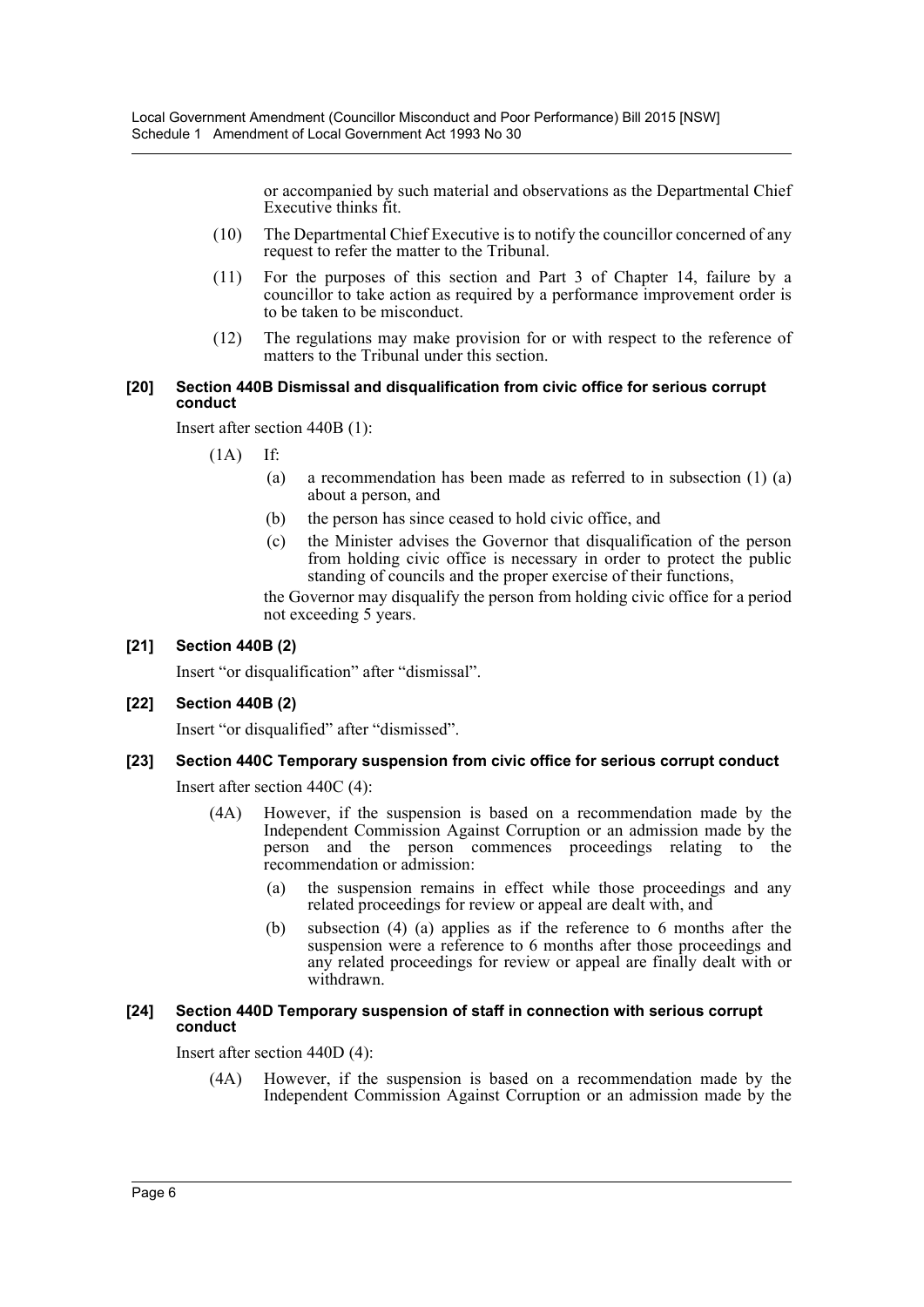or accompanied by such material and observations as the Departmental Chief Executive thinks fit.

(10) The Departmental Chief Executive is to notify the councillor concerned of any request to refer the matter to the Tribunal.

(11) For the purposes of this section and Part 3 of Chapter 14, failure by a councillor to take action as required by a performance improvement order is to be taken to be misconduct.

(12) The regulations may make provision for or with respect to the reference of matters to the Tribunal under this section.

#### [20] Section 440B Dismissal and disqualification from civic office for serious corrupt conduct

Insert after section 440B (1):

(1A) If:

(a) a recommendation has been made as referred to in subsection (1) (a) about a person, and

(b) the person has since ceased to hold civic office, and

(c) the Minister advises the Governor that disqualification of the person from holding civic office is necessary in order to protect the public standing of councils and the proper exercise of their functions,

the Governor may disqualify the person from holding civic office for a period not exceeding 5 years.

#### [21] Section 440B (2)

Insert "or disqualification" after "dismissal".

#### [22] Section 440B (2)

Insert "or disqualified" after "dismissed".

#### [23] Section 440C Temporary suspension from civic office for serious corrupt conduct

Insert after section 440C (4):

(4A) However, if the suspension is based on a recommendation made by the Independent Commission Against Corruption or an admission made by the person and the person commences proceedings relating to the recommendation or admission:

(a) the suspension remains in effect while those proceedings and any related proceedings for review or appeal are dealt with, and

(b) subsection (4) (a) applies as if the reference to 6 months after the suspension were a reference to 6 months after those proceedings and any related proceedings for review or appeal are finally dealt with or withdrawn.

#### [24] Section 440D Temporary suspension of staff in connection with serious corrupt conduct

Insert after section 440D (4):

(4A) However, if the suspension is based on a recommendation made by the Independent Commission Against Corruption or an admission made by the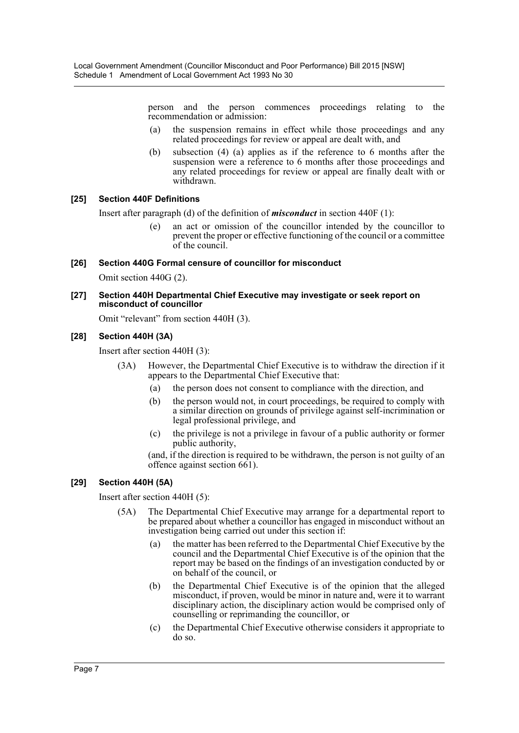person and the person commences proceedings relating to the recommendation or admission:

(a) the suspension remains in effect while those proceedings and any related proceedings for review or appeal are dealt with, and

(b) subsection (4) (a) applies as if the reference to 6 months after the suspension were a reference to 6 months after those proceedings and any related proceedings for review or appeal are finally dealt with or withdrawn.

#### [25] Section 440F Definitions

Insert after paragraph (d) of the definition of ***misconduct*** in section 440F (1):

> (e) an act or omission of the councillor intended by the councillor to prevent the proper or effective functioning of the council or a committee of the council.

#### [26] Section 440G Formal censure of councillor for misconduct

Omit section 440G (2).

#### [27] Section 440H Departmental Chief Executive may investigate or seek report on misconduct of councillor

Omit "relevant" from section 440H (3).

#### [28] Section 440H (3A)

Insert after section 440H (3):

> (3A) However, the Departmental Chief Executive is to withdraw the direction if it appears to the Departmental Chief Executive that:
>
> (a) the person does not consent to compliance with the direction, and
>
> (b) the person would not, in court proceedings, be required to comply with a similar direction on grounds of privilege against self-incrimination or legal professional privilege, and
>
> (c) the privilege is not a privilege in favour of a public authority or former public authority,
>
> (and, if the direction is required to be withdrawn, the person is not guilty of an offence against section 661).

#### [29] Section 440H (5A)

Insert after section 440H (5):

> (5A) The Departmental Chief Executive may arrange for a departmental report to be prepared about whether a councillor has engaged in misconduct without an investigation being carried out under this section if:
>
> (a) the matter has been referred to the Departmental Chief Executive by the council and the Departmental Chief Executive is of the opinion that the report may be based on the findings of an investigation conducted by or on behalf of the council, or
>
> (b) the Departmental Chief Executive is of the opinion that the alleged misconduct, if proven, would be minor in nature and, were it to warrant disciplinary action, the disciplinary action would be comprised only of counselling or reprimanding the councillor, or
>
> (c) the Departmental Chief Executive otherwise considers it appropriate to do so.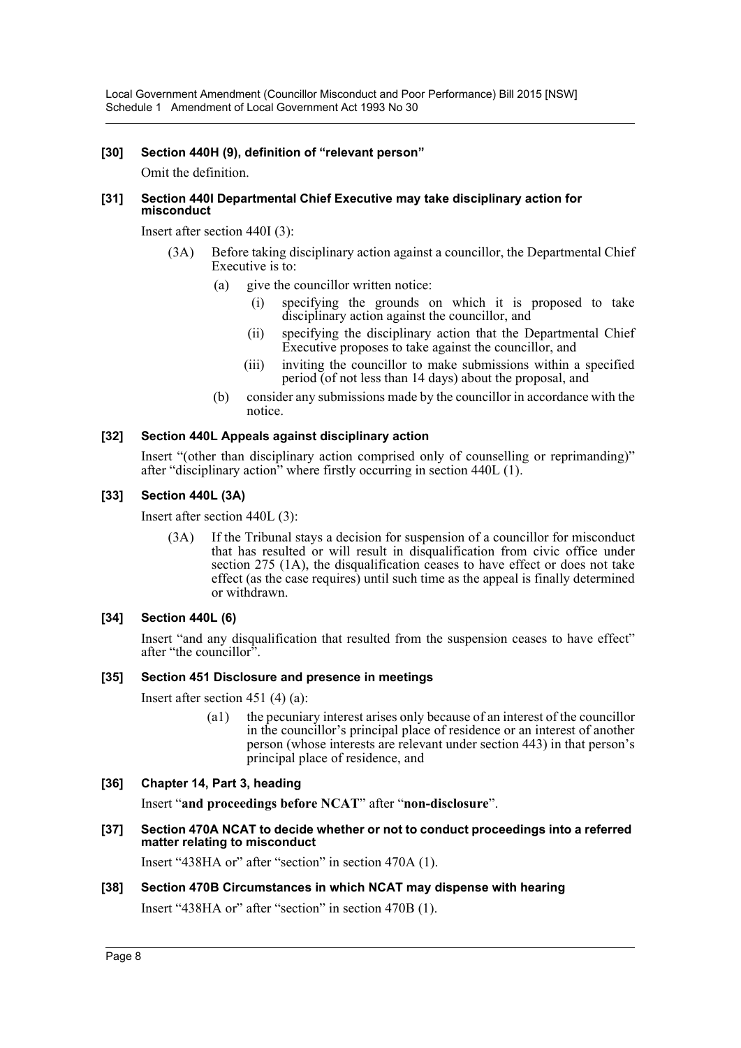#### [30] Section 440H (9), definition of "relevant person"

Omit the definition.

#### [31] Section 440I Departmental Chief Executive may take disciplinary action for misconduct

Insert after section 440I (3):

(3A) Before taking disciplinary action against a councillor, the Departmental Chief Executive is to:

- (a) give the councillor written notice:
  - (i) specifying the grounds on which it is proposed to take disciplinary action against the councillor, and
  - (ii) specifying the disciplinary action that the Departmental Chief Executive proposes to take against the councillor, and
  - (iii) inviting the councillor to make submissions within a specified period (of not less than 14 days) about the proposal, and
- (b) consider any submissions made by the councillor in accordance with the notice.

#### [32] Section 440L Appeals against disciplinary action

Insert "(other than disciplinary action comprised only of counselling or reprimanding)" after "disciplinary action" where firstly occurring in section 440L (1).

#### [33] Section 440L (3A)

Insert after section 440L (3):

(3A) If the Tribunal stays a decision for suspension of a councillor for misconduct that has resulted or will result in disqualification from civic office under section 275 (1A), the disqualification ceases to have effect or does not take effect (as the case requires) until such time as the appeal is finally determined or withdrawn.

#### [34] Section 440L (6)

Insert "and any disqualification that resulted from the suspension ceases to have effect" after "the councillor".

#### [35] Section 451 Disclosure and presence in meetings

Insert after section 451 (4) (a):

(a1) the pecuniary interest arises only because of an interest of the councillor in the councillor's principal place of residence or an interest of another person (whose interests are relevant under section 443) in that person's principal place of residence, and

#### [36] Chapter 14, Part 3, heading

Insert "**and proceedings before NCAT**" after "**non-disclosure**".

#### [37] Section 470A NCAT to decide whether or not to conduct proceedings into a referred matter relating to misconduct

Insert "438HA or" after "section" in section 470A (1).

#### [38] Section 470B Circumstances in which NCAT may dispense with hearing

Insert "438HA or" after "section" in section 470B (1).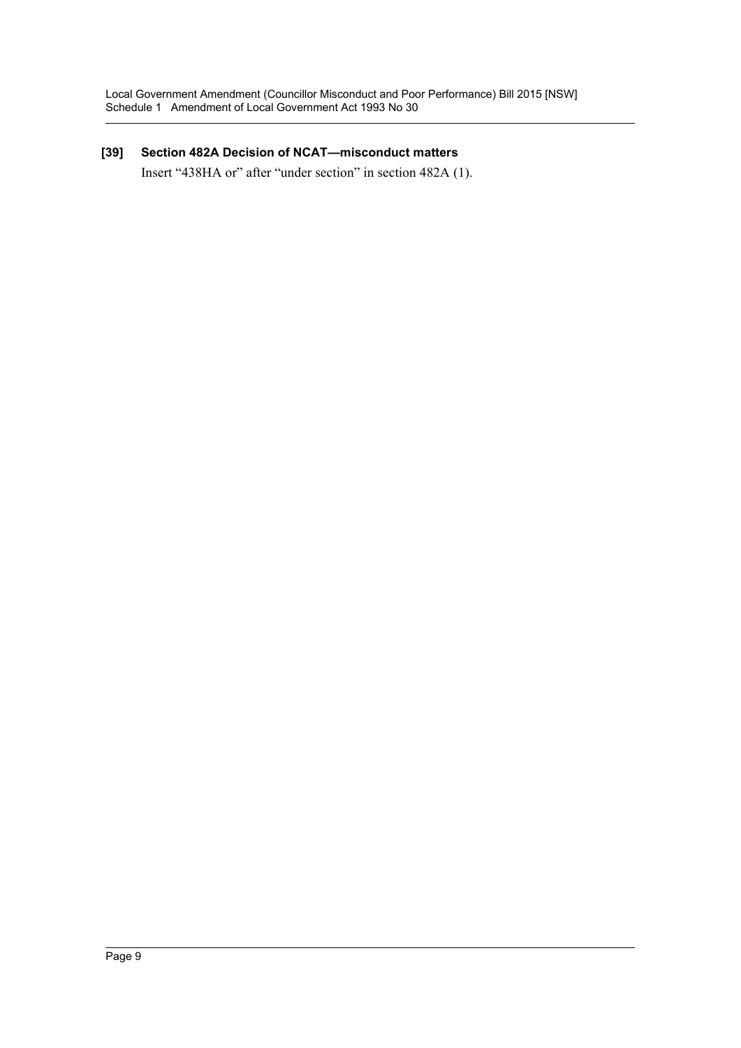**[39] Section 482A Decision of NCAT—misconduct matters**

Insert "438HA or" after "under section" in section 482A (1).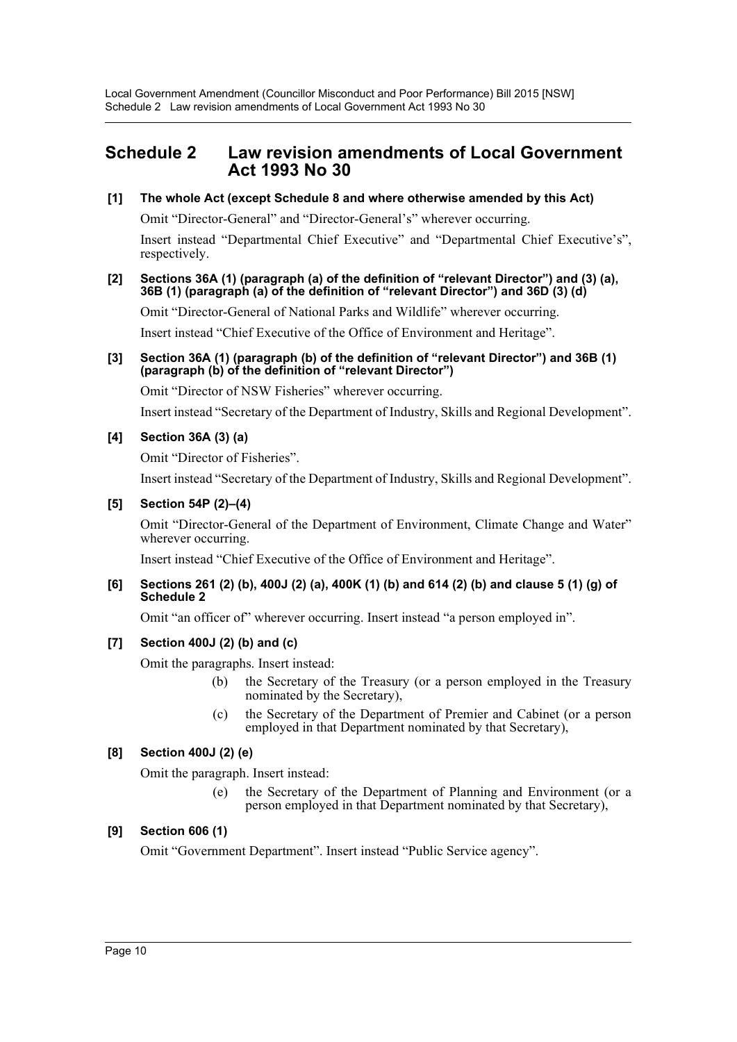## Schedule 2 Law revision amendments of Local Government Act 1993 No 30

**[1] The whole Act (except Schedule 8 and where otherwise amended by this Act)**

Omit "Director-General" and "Director-General's" wherever occurring.

Insert instead "Departmental Chief Executive" and "Departmental Chief Executive's", respectively.

**[2] Sections 36A (1) (paragraph (a) of the definition of "relevant Director") and (3) (a), 36B (1) (paragraph (a) of the definition of "relevant Director") and 36D (3) (d)**

Omit "Director-General of National Parks and Wildlife" wherever occurring.

Insert instead "Chief Executive of the Office of Environment and Heritage".

**[3] Section 36A (1) (paragraph (b) of the definition of "relevant Director") and 36B (1) (paragraph (b) of the definition of "relevant Director")**

Omit "Director of NSW Fisheries" wherever occurring.

Insert instead "Secretary of the Department of Industry, Skills and Regional Development".

**[4] Section 36A (3) (a)**

Omit "Director of Fisheries".

Insert instead "Secretary of the Department of Industry, Skills and Regional Development".

**[5] Section 54P (2)–(4)**

Omit "Director-General of the Department of Environment, Climate Change and Water" wherever occurring.

Insert instead "Chief Executive of the Office of Environment and Heritage".

**[6] Sections 261 (2) (b), 400J (2) (a), 400K (1) (b) and 614 (2) (b) and clause 5 (1) (g) of Schedule 2**

Omit "an officer of" wherever occurring. Insert instead "a person employed in".

**[7] Section 400J (2) (b) and (c)**

Omit the paragraphs. Insert instead:

> (b) the Secretary of the Treasury (or a person employed in the Treasury nominated by the Secretary),
>
> (c) the Secretary of the Department of Premier and Cabinet (or a person employed in that Department nominated by that Secretary),

**[8] Section 400J (2) (e)**

Omit the paragraph. Insert instead:

> (e) the Secretary of the Department of Planning and Environment (or a person employed in that Department nominated by that Secretary),

**[9] Section 606 (1)**

Omit "Government Department". Insert instead "Public Service agency".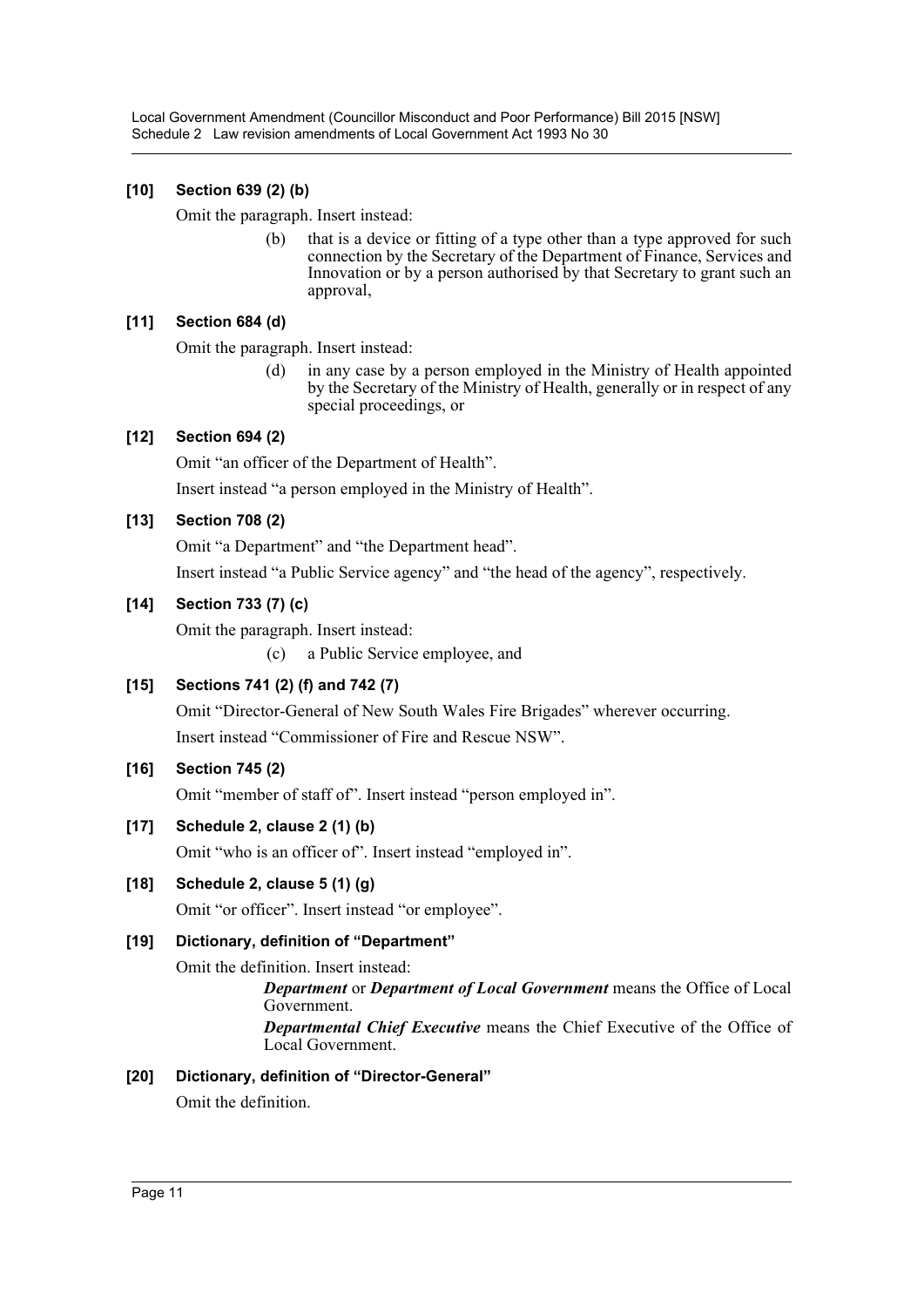### [10] Section 639 (2) (b)

Omit the paragraph. Insert instead:

> (b) that is a device or fitting of a type other than a type approved for such connection by the Secretary of the Department of Finance, Services and Innovation or by a person authorised by that Secretary to grant such an approval,

### [11] Section 684 (d)

Omit the paragraph. Insert instead:

> (d) in any case by a person employed in the Ministry of Health appointed by the Secretary of the Ministry of Health, generally or in respect of any special proceedings, or

### [12] Section 694 (2)

Omit "an officer of the Department of Health".

Insert instead "a person employed in the Ministry of Health".

### [13] Section 708 (2)

Omit "a Department" and "the Department head".

Insert instead "a Public Service agency" and "the head of the agency", respectively.

### [14] Section 733 (7) (c)

Omit the paragraph. Insert instead:

> (c) a Public Service employee, and

### [15] Sections 741 (2) (f) and 742 (7)

Omit "Director-General of New South Wales Fire Brigades" wherever occurring.

Insert instead "Commissioner of Fire and Rescue NSW".

### [16] Section 745 (2)

Omit "member of staff of". Insert instead "person employed in".

### [17] Schedule 2, clause 2 (1) (b)

Omit "who is an officer of". Insert instead "employed in".

### [18] Schedule 2, clause 5 (1) (g)

Omit "or officer". Insert instead "or employee".

### [19] Dictionary, definition of "Department"

Omit the definition. Insert instead:

> ***Department*** or ***Department of Local Government*** means the Office of Local Government.
>
> ***Departmental Chief Executive*** means the Chief Executive of the Office of Local Government.

### [20] Dictionary, definition of "Director-General"

Omit the definition.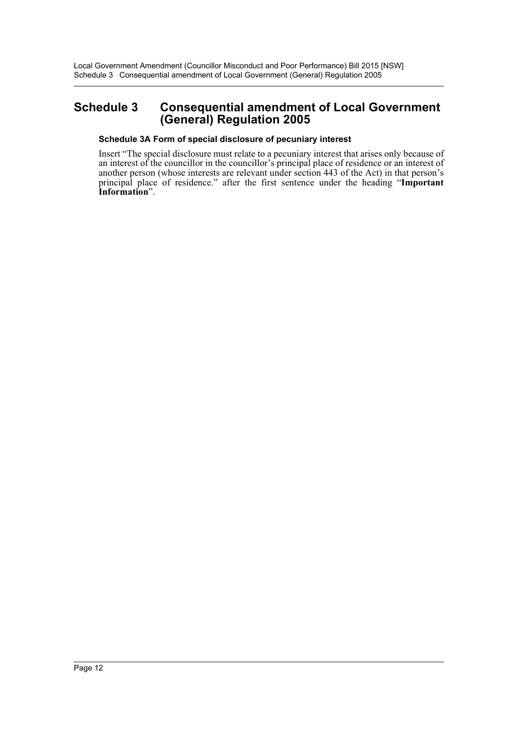# Schedule 3 Consequential amendment of Local Government (General) Regulation 2005

### Schedule 3A Form of special disclosure of pecuniary interest

Insert "The special disclosure must relate to a pecuniary interest that arises only because of an interest of the councillor in the councillor's principal place of residence or an interest of another person (whose interests are relevant under section 443 of the Act) in that person's principal place of residence." after the first sentence under the heading "**Important Information**".